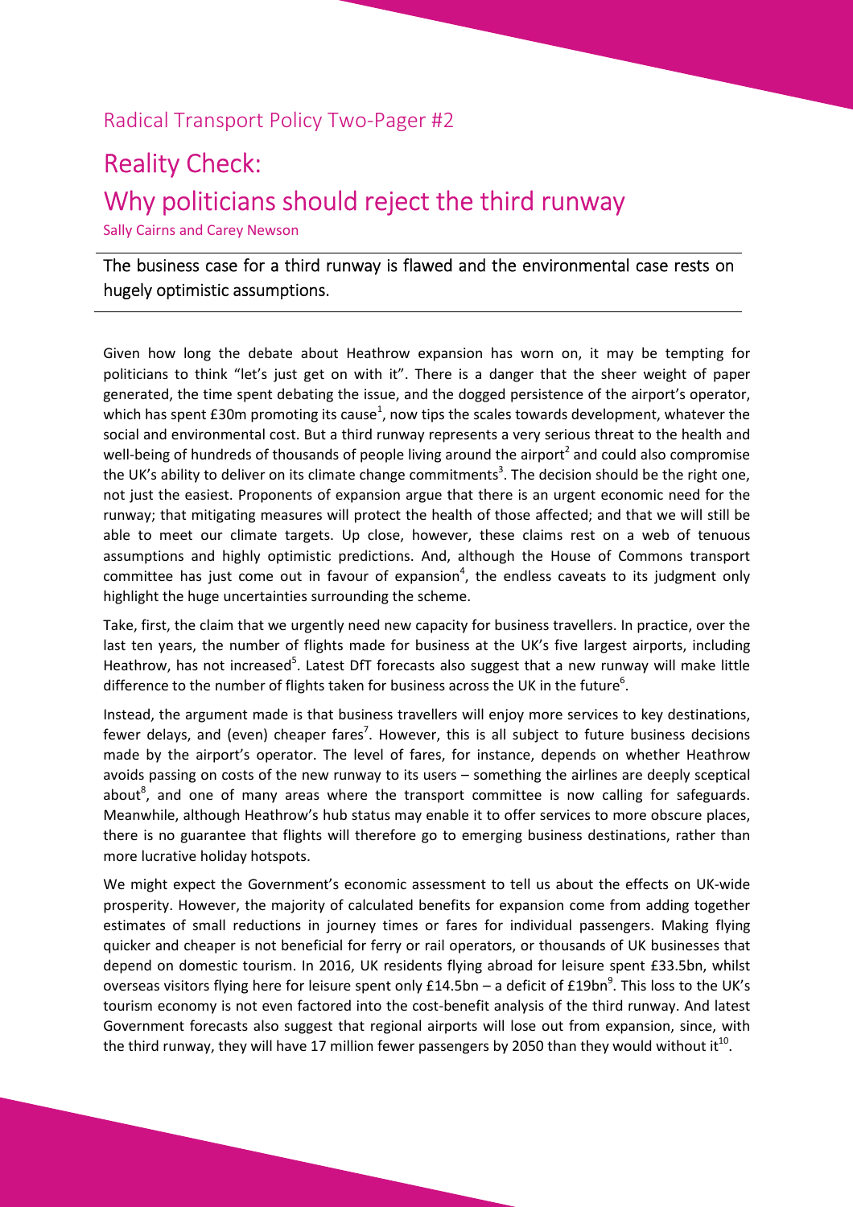Radical Transport Policy Two-Pager #2

# Reality Check: Why politicians should reject the third runway

Sally Cairns and Carey Newson

## The business case for a third runway is flawed and the environmental case rests on hugely optimistic assumptions.

Given how long the debate about Heathrow expansion has worn on, it may be tempting for politicians to think "let's just get on with it". There is a danger that the sheer weight of paper generated, the time spent debating the issue, and the dogged persistence of the airport's operator, which has spent £30m promoting its cause[1], now tips the scales towards development, whatever the social and environmental cost. But a third runway represents a very serious threat to the health and well-being of hundreds of thousands of people living around the airport[2] and could also compromise the UK's ability to deliver on its climate change commitments[3]. The decision should be the right one, not just the easiest. Proponents of expansion argue that there is an urgent economic need for the runway; that mitigating measures will protect the health of those affected; and that we will still be able to meet our climate targets. Up close, however, these claims rest on a web of tenuous assumptions and highly optimistic predictions. And, although the House of Commons transport committee has just come out in favour of expansion[4], the endless caveats to its judgment only highlight the huge uncertainties surrounding the scheme.

Take, first, the claim that we urgently need new capacity for business travellers. In practice, over the last ten years, the number of flights made for business at the UK's five largest airports, including Heathrow, has not increased[5]. Latest DfT forecasts also suggest that a new runway will make little difference to the number of flights taken for business across the UK in the future[6].

Instead, the argument made is that business travellers will enjoy more services to key destinations, fewer delays, and (even) cheaper fares[7]. However, this is all subject to future business decisions made by the airport's operator. The level of fares, for instance, depends on whether Heathrow avoids passing on costs of the new runway to its users – something the airlines are deeply sceptical about[8], and one of many areas where the transport committee is now calling for safeguards. Meanwhile, although Heathrow's hub status may enable it to offer services to more obscure places, there is no guarantee that flights will therefore go to emerging business destinations, rather than more lucrative holiday hotspots.

We might expect the Government's economic assessment to tell us about the effects on UK-wide prosperity. However, the majority of calculated benefits for expansion come from adding together estimates of small reductions in journey times or fares for individual passengers. Making flying quicker and cheaper is not beneficial for ferry or rail operators, or thousands of UK businesses that depend on domestic tourism. In 2016, UK residents flying abroad for leisure spent £33.5bn, whilst overseas visitors flying here for leisure spent only £14.5bn – a deficit of £19bn[9]. This loss to the UK's tourism economy is not even factored into the cost-benefit analysis of the third runway. And latest Government forecasts also suggest that regional airports will lose out from expansion, since, with the third runway, they will have 17 million fewer passengers by 2050 than they would without it[10].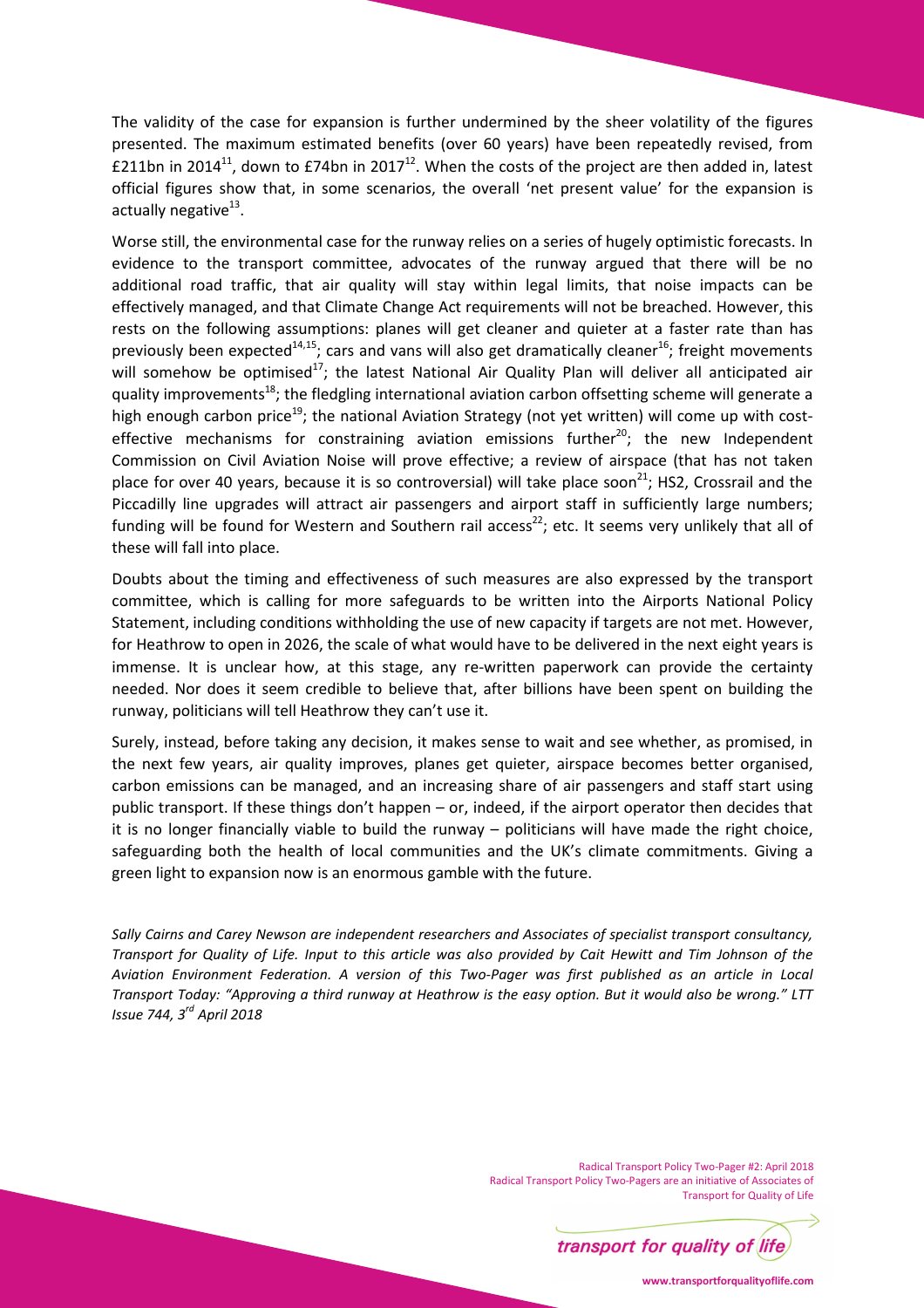The validity of the case for expansion is further undermined by the sheer volatility of the figures presented. The maximum estimated benefits (over 60 years) have been repeatedly revised, from £211bn in 2014[11], down to £74bn in 2017[12]. When the costs of the project are then added in, latest official figures show that, in some scenarios, the overall 'net present value' for the expansion is actually negative[13].

Worse still, the environmental case for the runway relies on a series of hugely optimistic forecasts. In evidence to the transport committee, advocates of the runway argued that there will be no additional road traffic, that air quality will stay within legal limits, that noise impacts can be effectively managed, and that Climate Change Act requirements will not be breached. However, this rests on the following assumptions: planes will get cleaner and quieter at a faster rate than has previously been expected[14,15]; cars and vans will also get dramatically cleaner[16]; freight movements will somehow be optimised[17]; the latest National Air Quality Plan will deliver all anticipated air quality improvements[18]; the fledgling international aviation carbon offsetting scheme will generate a high enough carbon price[19]; the national Aviation Strategy (not yet written) will come up with cost-effective mechanisms for constraining aviation emissions further[20]; the new Independent Commission on Civil Aviation Noise will prove effective; a review of airspace (that has not taken place for over 40 years, because it is so controversial) will take place soon[21]; HS2, Crossrail and the Piccadilly line upgrades will attract air passengers and airport staff in sufficiently large numbers; funding will be found for Western and Southern rail access[22]; etc. It seems very unlikely that all of these will fall into place.

Doubts about the timing and effectiveness of such measures are also expressed by the transport committee, which is calling for more safeguards to be written into the Airports National Policy Statement, including conditions withholding the use of new capacity if targets are not met. However, for Heathrow to open in 2026, the scale of what would have to be delivered in the next eight years is immense. It is unclear how, at this stage, any re-written paperwork can provide the certainty needed. Nor does it seem credible to believe that, after billions have been spent on building the runway, politicians will tell Heathrow they can't use it.

Surely, instead, before taking any decision, it makes sense to wait and see whether, as promised, in the next few years, air quality improves, planes get quieter, airspace becomes better organised, carbon emissions can be managed, and an increasing share of air passengers and staff start using public transport. If these things don't happen – or, indeed, if the airport operator then decides that it is no longer financially viable to build the runway – politicians will have made the right choice, safeguarding both the health of local communities and the UK's climate commitments. Giving a green light to expansion now is an enormous gamble with the future.

*Sally Cairns and Carey Newson are independent researchers and Associates of specialist transport consultancy, Transport for Quality of Life. Input to this article was also provided by Cait Hewitt and Tim Johnson of the Aviation Environment Federation. A version of this Two-Pager was first published as an article in Local Transport Today: "Approving a third runway at Heathrow is the easy option. But it would also be wrong." LTT Issue 744, 3rd April 2018*

Radical Transport Policy Two-Pager #2: April 2018
Radical Transport Policy Two-Pagers are an initiative of Associates of Transport for Quality of Life

transport for quality of life

www.transportforqualityoflife.com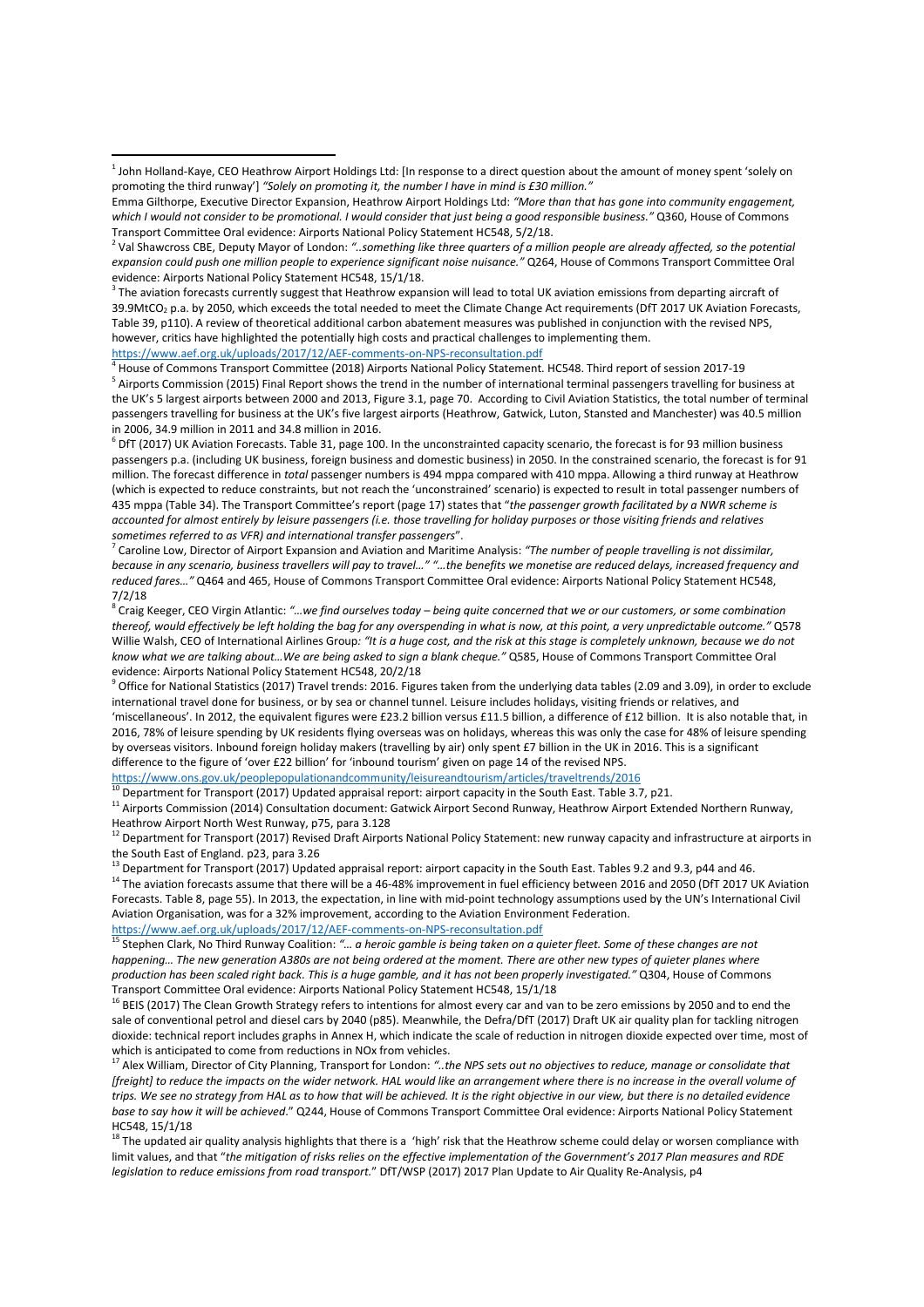[1] John Holland-Kaye, CEO Heathrow Airport Holdings Ltd: [In response to a direct question about the amount of money spent 'solely on promoting the third runway'] *"Solely on promoting it, the number I have in mind is £30 million."*

Emma Gilthorpe, Executive Director Expansion, Heathrow Airport Holdings Ltd: *"More than that has gone into community engagement, which I would not consider to be promotional. I would consider that just being a good responsible business."* Q360, House of Commons Transport Committee Oral evidence: Airports National Policy Statement HC548, 5/2/18.

[2] Val Shawcross CBE, Deputy Mayor of London: *"..something like three quarters of a million people are already affected, so the potential expansion could push one million people to experience significant noise nuisance."* Q264, House of Commons Transport Committee Oral evidence: Airports National Policy Statement HC548, 15/1/18.

[3] The aviation forecasts currently suggest that Heathrow expansion will lead to total UK aviation emissions from departing aircraft of 39.9Mt$CO_2$ p.a. by 2050, which exceeds the total needed to meet the Climate Change Act requirements (DfT 2017 UK Aviation Forecasts, Table 39, p110). A review of theoretical additional carbon abatement measures was published in conjunction with the revised NPS, however, critics have highlighted the potentially high costs and practical challenges to implementing them. https://www.aef.org.uk/uploads/2017/12/AEF-comments-on-NPS-reconsultation.pdf

[4] House of Commons Transport Committee (2018) Airports National Policy Statement. HC548. Third report of session 2017-19

[5] Airports Commission (2015) Final Report shows the trend in the number of international terminal passengers travelling for business at the UK's 5 largest airports between 2000 and 2013, Figure 3.1, page 70. According to Civil Aviation Statistics, the total number of terminal passengers travelling for business at the UK's five largest airports (Heathrow, Gatwick, Luton, Stansted and Manchester) was 40.5 million in 2006, 34.9 million in 2011 and 34.8 million in 2016.

[6] DfT (2017) UK Aviation Forecasts. Table 31, page 100. In the unconstrainted capacity scenario, the forecast is for 93 million business passengers p.a. (including UK business, foreign business and domestic business) in 2050. In the constrained scenario, the forecast is for 91 million. The forecast difference in *total* passenger numbers is 494 mppa compared with 410 mppa. Allowing a third runway at Heathrow (which is expected to reduce constraints, but not reach the 'unconstrained' scenario) is expected to result in total passenger numbers of 435 mppa (Table 34). The Transport Committee's report (page 17) states that "*the passenger growth facilitated by a NWR scheme is accounted for almost entirely by leisure passengers (i.e. those travelling for holiday purposes or those visiting friends and relatives sometimes referred to as VFR) and international transfer passengers*".

[7] Caroline Low, Director of Airport Expansion and Aviation and Maritime Analysis: *"The number of people travelling is not dissimilar, because in any scenario, business travellers will pay to travel…" "…the benefits we monetise are reduced delays, increased frequency and reduced fares…"* Q464 and 465, House of Commons Transport Committee Oral evidence: Airports National Policy Statement HC548, 7/2/18

[8] Craig Keeger, CEO Virgin Atlantic: *"…we find ourselves today – being quite concerned that we or our customers, or some combination thereof, would effectively be left holding the bag for any overspending in what is now, at this point, a very unpredictable outcome."* Q578 Willie Walsh, CEO of International Airlines Group*: "It is a huge cost, and the risk at this stage is completely unknown, because we do not know what we are talking about…We are being asked to sign a blank cheque."* Q585, House of Commons Transport Committee Oral evidence: Airports National Policy Statement HC548, 20/2/18

[9] Office for National Statistics (2017) Travel trends: 2016. Figures taken from the underlying data tables (2.09 and 3.09), in order to exclude international travel done for business, or by sea or channel tunnel. Leisure includes holidays, visiting friends or relatives, and 'miscellaneous'. In 2012, the equivalent figures were £23.2 billion versus £11.5 billion, a difference of £12 billion. It is also notable that, in 2016, 78% of leisure spending by UK residents flying overseas was on holidays, whereas this was only the case for 48% of leisure spending by overseas visitors. Inbound foreign holiday makers (travelling by air) only spent £7 billion in the UK in 2016. This is a significant difference to the figure of 'over £22 billion' for 'inbound tourism' given on page 14 of the revised NPS. https://www.ons.gov.uk/peoplepopulationandcommunity/leisureandtourism/articles/traveltrends/2016

[10] Department for Transport (2017) Updated appraisal report: airport capacity in the South East. Table 3.7, p21.

[11] Airports Commission (2014) Consultation document: Gatwick Airport Second Runway, Heathrow Airport Extended Northern Runway, Heathrow Airport North West Runway, p75, para 3.128

[12] Department for Transport (2017) Revised Draft Airports National Policy Statement: new runway capacity and infrastructure at airports in the South East of England. p23, para 3.26

[13] Department for Transport (2017) Updated appraisal report: airport capacity in the South East. Tables 9.2 and 9.3, p44 and 46.

[14] The aviation forecasts assume that there will be a 46-48% improvement in fuel efficiency between 2016 and 2050 (DfT 2017 UK Aviation Forecasts. Table 8, page 55). In 2013, the expectation, in line with mid-point technology assumptions used by the UN's International Civil Aviation Organisation, was for a 32% improvement, according to the Aviation Environment Federation. https://www.aef.org.uk/uploads/2017/12/AEF-comments-on-NPS-reconsultation.pdf

[15] Stephen Clark, No Third Runway Coalition: *"… a heroic gamble is being taken on a quieter fleet. Some of these changes are not happening… The new generation A380s are not being ordered at the moment. There are other new types of quieter planes where production has been scaled right back. This is a huge gamble, and it has not been properly investigated."* Q304, House of Commons Transport Committee Oral evidence: Airports National Policy Statement HC548, 15/1/18

[16] BEIS (2017) The Clean Growth Strategy refers to intentions for almost every car and van to be zero emissions by 2050 and to end the sale of conventional petrol and diesel cars by 2040 (p85). Meanwhile, the Defra/DfT (2017) Draft UK air quality plan for tackling nitrogen dioxide: technical report includes graphs in Annex H, which indicate the scale of reduction in nitrogen dioxide expected over time, most of which is anticipated to come from reductions in NOx from vehicles.

[17] Alex William, Director of City Planning, Transport for London: *"..the NPS sets out no objectives to reduce, manage or consolidate that [freight] to reduce the impacts on the wider network. HAL would like an arrangement where there is no increase in the overall volume of trips. We see no strategy from HAL as to how that will be achieved. It is the right objective in our view, but there is no detailed evidence base to say how it will be achieved.*" Q244, House of Commons Transport Committee Oral evidence: Airports National Policy Statement HC548, 15/1/18

[18] The updated air quality analysis highlights that there is a 'high' risk that the Heathrow scheme could delay or worsen compliance with limit values, and that "*the mitigation of risks relies on the effective implementation of the Government's 2017 Plan measures and RDE legislation to reduce emissions from road transport.*" DfT/WSP (2017) 2017 Plan Update to Air Quality Re-Analysis, p4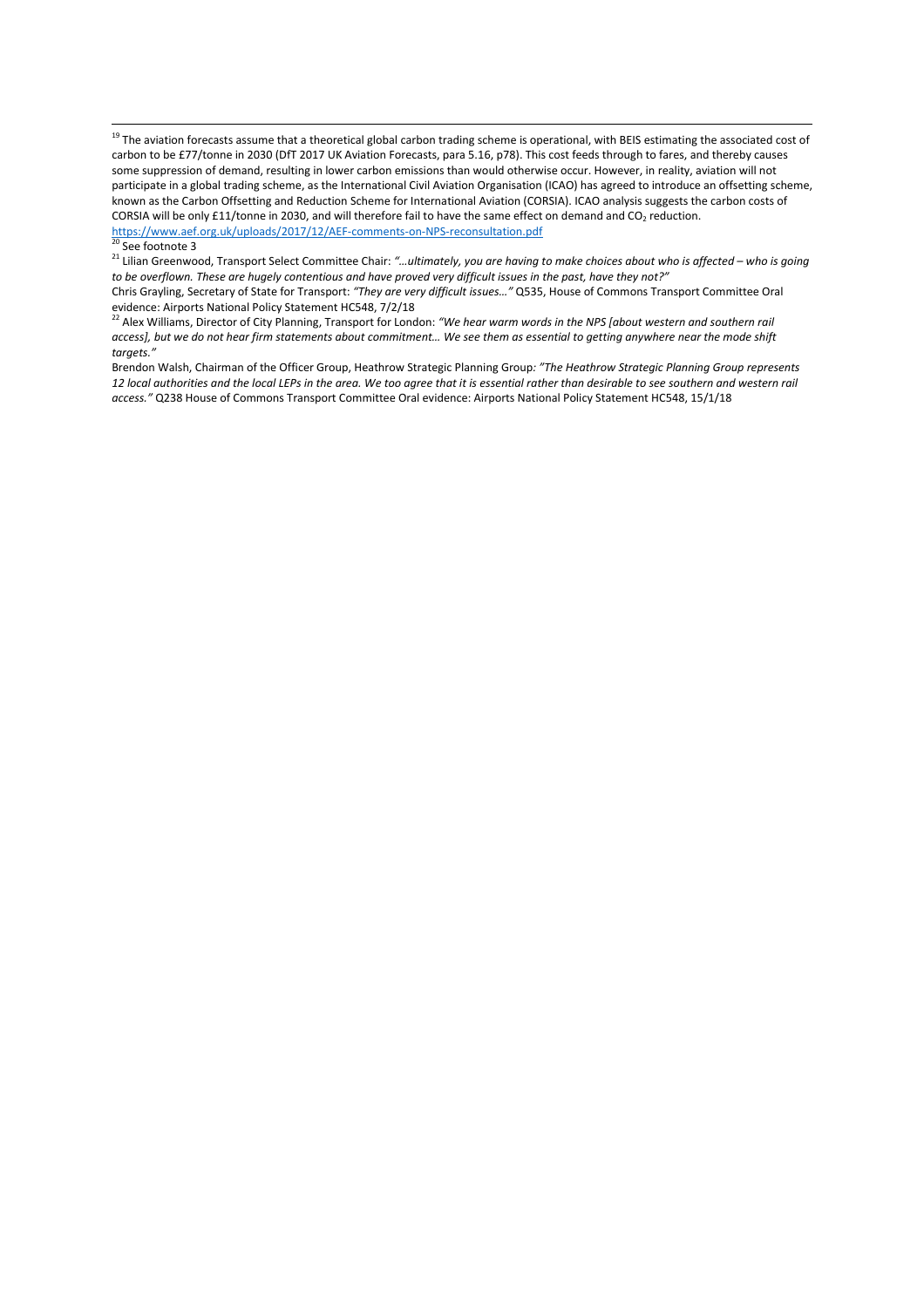[19] The aviation forecasts assume that a theoretical global carbon trading scheme is operational, with BEIS estimating the associated cost of carbon to be £77/tonne in 2030 (DfT 2017 UK Aviation Forecasts, para 5.16, p78). This cost feeds through to fares, and thereby causes some suppression of demand, resulting in lower carbon emissions than would otherwise occur. However, in reality, aviation will not participate in a global trading scheme, as the International Civil Aviation Organisation (ICAO) has agreed to introduce an offsetting scheme, known as the Carbon Offsetting and Reduction Scheme for International Aviation (CORSIA). ICAO analysis suggests the carbon costs of CORSIA will be only £11/tonne in 2030, and will therefore fail to have the same effect on demand and $CO_2$ reduction. https://www.aef.org.uk/uploads/2017/12/AEF-comments-on-NPS-reconsultation.pdf

[20] See footnote 3

[21] Lilian Greenwood, Transport Select Committee Chair: *"…ultimately, you are having to make choices about who is affected – who is going to be overflown. These are hugely contentious and have proved very difficult issues in the past, have they not?"*

Chris Grayling, Secretary of State for Transport: *"They are very difficult issues…"* Q535, House of Commons Transport Committee Oral evidence: Airports National Policy Statement HC548, 7/2/18

[22] Alex Williams, Director of City Planning, Transport for London: *"We hear warm words in the NPS [about western and southern rail access], but we do not hear firm statements about commitment… We see them as essential to getting anywhere near the mode shift targets."*

Brendon Walsh, Chairman of the Officer Group, Heathrow Strategic Planning Group: *"The Heathrow Strategic Planning Group represents 12 local authorities and the local LEPs in the area. We too agree that it is essential rather than desirable to see southern and western rail access."* Q238 House of Commons Transport Committee Oral evidence: Airports National Policy Statement HC548, 15/1/18